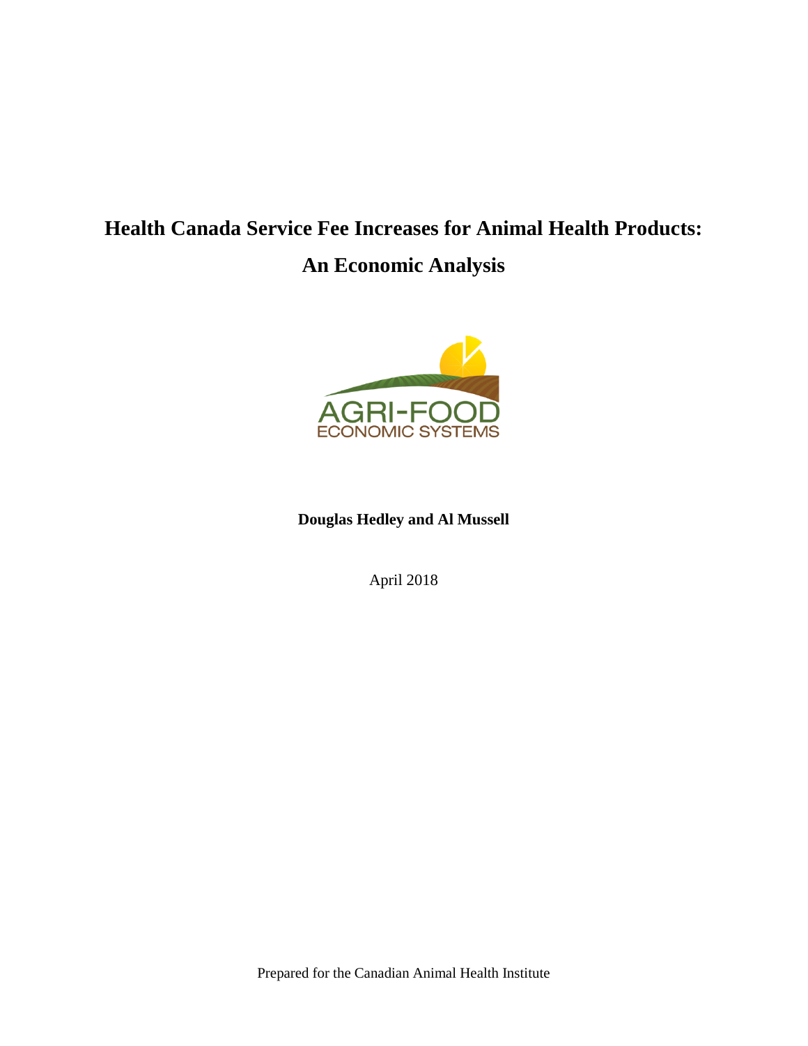# Health Canada Service Fee Increases for Animal Health Products: An Economic Analysis

AGRI-FOOD ECONOMIC SYSTEMS

**Douglas Hedley and Al Mussell**

April 2018

Prepared for the Canadian Animal Health Institute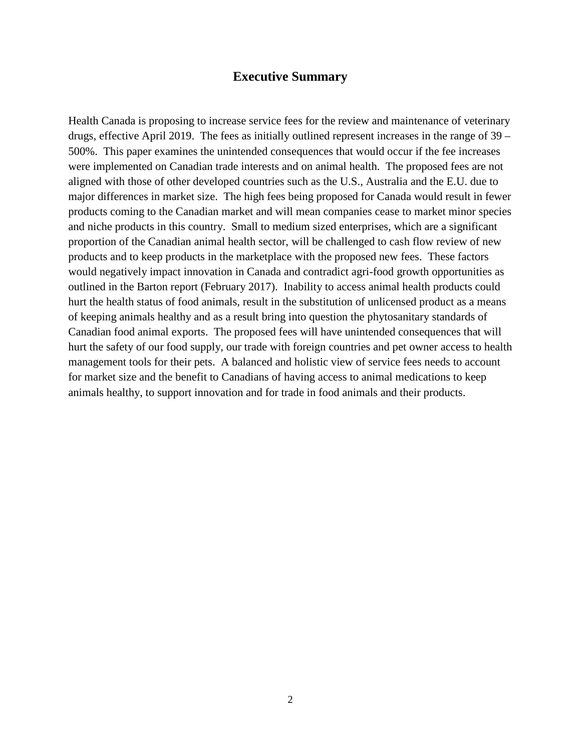## Executive Summary

Health Canada is proposing to increase service fees for the review and maintenance of veterinary drugs, effective April 2019. The fees as initially outlined represent increases in the range of 39 – 500%. This paper examines the unintended consequences that would occur if the fee increases were implemented on Canadian trade interests and on animal health. The proposed fees are not aligned with those of other developed countries such as the U.S., Australia and the E.U. due to major differences in market size. The high fees being proposed for Canada would result in fewer products coming to the Canadian market and will mean companies cease to market minor species and niche products in this country. Small to medium sized enterprises, which are a significant proportion of the Canadian animal health sector, will be challenged to cash flow review of new products and to keep products in the marketplace with the proposed new fees. These factors would negatively impact innovation in Canada and contradict agri-food growth opportunities as outlined in the Barton report (February 2017). Inability to access animal health products could hurt the health status of food animals, result in the substitution of unlicensed product as a means of keeping animals healthy and as a result bring into question the phytosanitary standards of Canadian food animal exports. The proposed fees will have unintended consequences that will hurt the safety of our food supply, our trade with foreign countries and pet owner access to health management tools for their pets. A balanced and holistic view of service fees needs to account for market size and the benefit to Canadians of having access to animal medications to keep animals healthy, to support innovation and for trade in food animals and their products.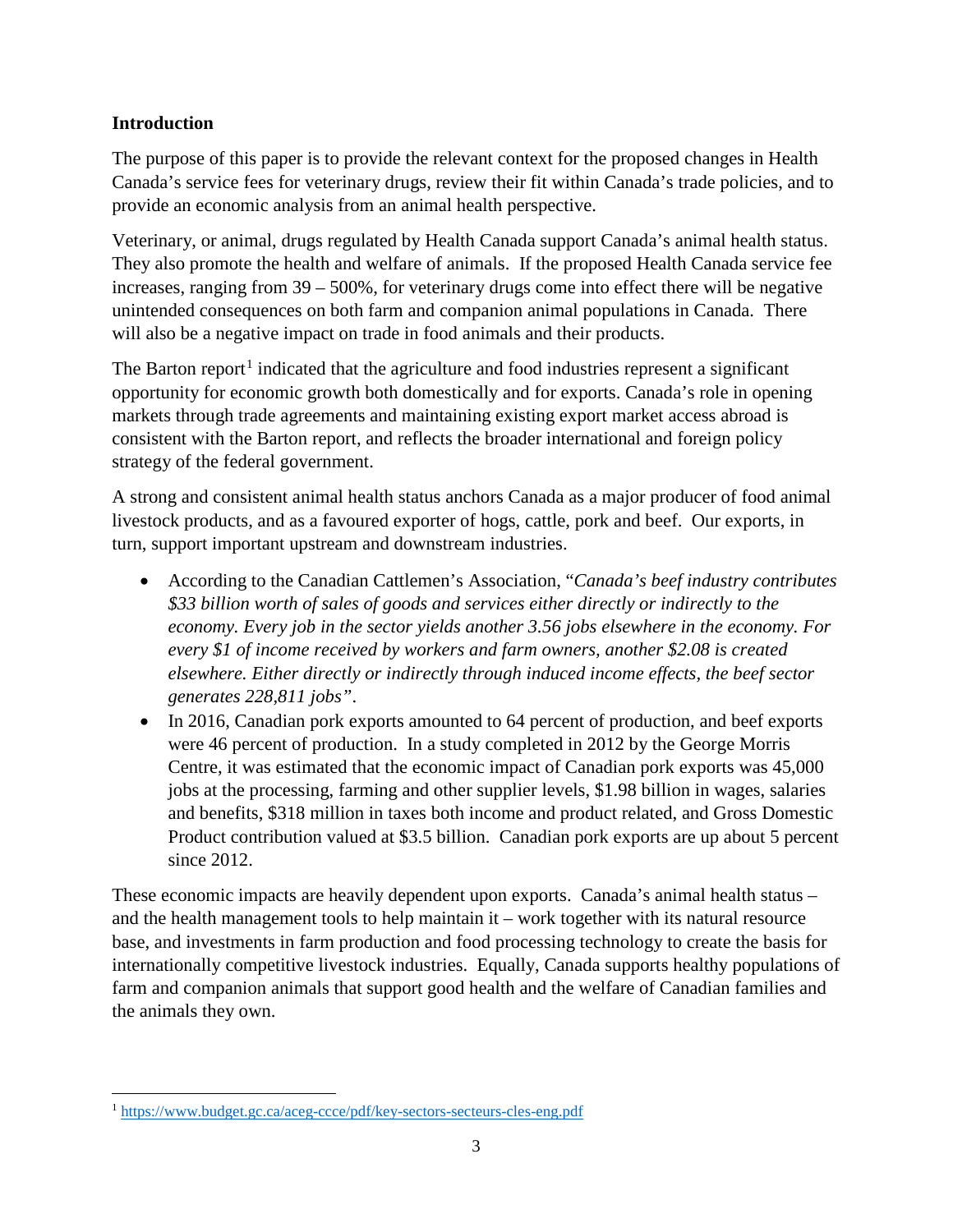**Introduction**

The purpose of this paper is to provide the relevant context for the proposed changes in Health Canada's service fees for veterinary drugs, review their fit within Canada's trade policies, and to provide an economic analysis from an animal health perspective.

Veterinary, or animal, drugs regulated by Health Canada support Canada's animal health status. They also promote the health and welfare of animals. If the proposed Health Canada service fee increases, ranging from 39 – 500%, for veterinary drugs come into effect there will be negative unintended consequences on both farm and companion animal populations in Canada. There will also be a negative impact on trade in food animals and their products.

The Barton report[1] indicated that the agriculture and food industries represent a significant opportunity for economic growth both domestically and for exports. Canada's role in opening markets through trade agreements and maintaining existing export market access abroad is consistent with the Barton report, and reflects the broader international and foreign policy strategy of the federal government.

A strong and consistent animal health status anchors Canada as a major producer of food animal livestock products, and as a favoured exporter of hogs, cattle, pork and beef. Our exports, in turn, support important upstream and downstream industries.

- According to the Canadian Cattlemen's Association, "*Canada's beef industry contributes $33 billion worth of sales of goods and services either directly or indirectly to the economy. Every job in the sector yields another 3.56 jobs elsewhere in the economy. For every $1 of income received by workers and farm owners, another $2.08 is created elsewhere. Either directly or indirectly through induced income effects, the beef sector generates 228,811 jobs"*.
- In 2016, Canadian pork exports amounted to 64 percent of production, and beef exports were 46 percent of production. In a study completed in 2012 by the George Morris Centre, it was estimated that the economic impact of Canadian pork exports was 45,000 jobs at the processing, farming and other supplier levels, $1.98 billion in wages, salaries and benefits, $318 million in taxes both income and product related, and Gross Domestic Product contribution valued at $3.5 billion. Canadian pork exports are up about 5 percent since 2012.

These economic impacts are heavily dependent upon exports. Canada's animal health status – and the health management tools to help maintain it – work together with its natural resource base, and investments in farm production and food processing technology to create the basis for internationally competitive livestock industries. Equally, Canada supports healthy populations of farm and companion animals that support good health and the welfare of Canadian families and the animals they own.

[1] https://www.budget.gc.ca/aceg-ccce/pdf/key-sectors-secteurs-cles-eng.pdf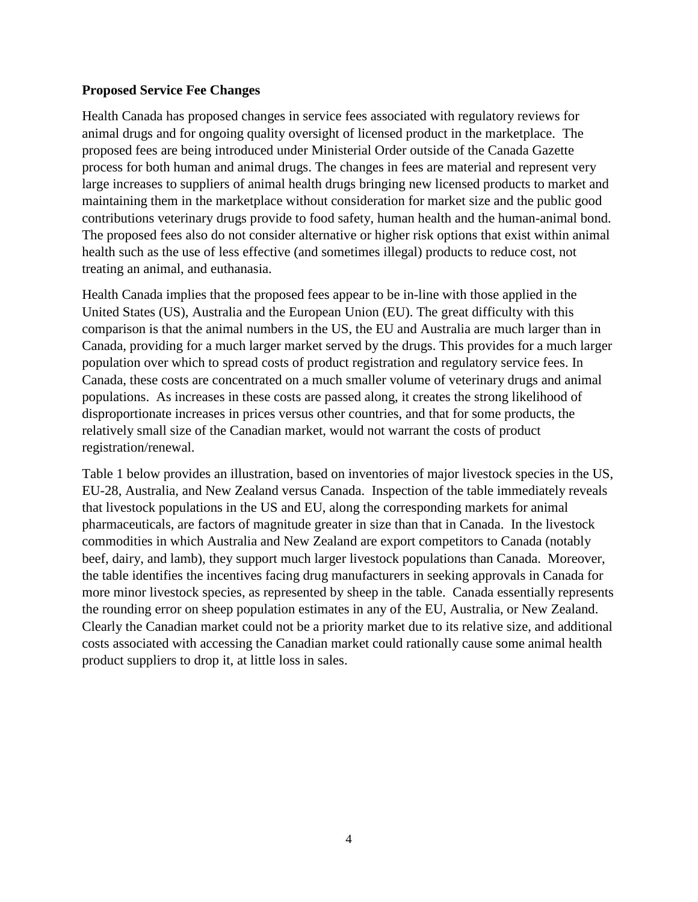**Proposed Service Fee Changes**

Health Canada has proposed changes in service fees associated with regulatory reviews for animal drugs and for ongoing quality oversight of licensed product in the marketplace. The proposed fees are being introduced under Ministerial Order outside of the Canada Gazette process for both human and animal drugs. The changes in fees are material and represent very large increases to suppliers of animal health drugs bringing new licensed products to market and maintaining them in the marketplace without consideration for market size and the public good contributions veterinary drugs provide to food safety, human health and the human-animal bond. The proposed fees also do not consider alternative or higher risk options that exist within animal health such as the use of less effective (and sometimes illegal) products to reduce cost, not treating an animal, and euthanasia.

Health Canada implies that the proposed fees appear to be in-line with those applied in the United States (US), Australia and the European Union (EU). The great difficulty with this comparison is that the animal numbers in the US, the EU and Australia are much larger than in Canada, providing for a much larger market served by the drugs. This provides for a much larger population over which to spread costs of product registration and regulatory service fees. In Canada, these costs are concentrated on a much smaller volume of veterinary drugs and animal populations. As increases in these costs are passed along, it creates the strong likelihood of disproportionate increases in prices versus other countries, and that for some products, the relatively small size of the Canadian market, would not warrant the costs of product registration/renewal.

Table 1 below provides an illustration, based on inventories of major livestock species in the US, EU-28, Australia, and New Zealand versus Canada. Inspection of the table immediately reveals that livestock populations in the US and EU, along the corresponding markets for animal pharmaceuticals, are factors of magnitude greater in size than that in Canada. In the livestock commodities in which Australia and New Zealand are export competitors to Canada (notably beef, dairy, and lamb), they support much larger livestock populations than Canada. Moreover, the table identifies the incentives facing drug manufacturers in seeking approvals in Canada for more minor livestock species, as represented by sheep in the table. Canada essentially represents the rounding error on sheep population estimates in any of the EU, Australia, or New Zealand. Clearly the Canadian market could not be a priority market due to its relative size, and additional costs associated with accessing the Canadian market could rationally cause some animal health product suppliers to drop it, at little loss in sales.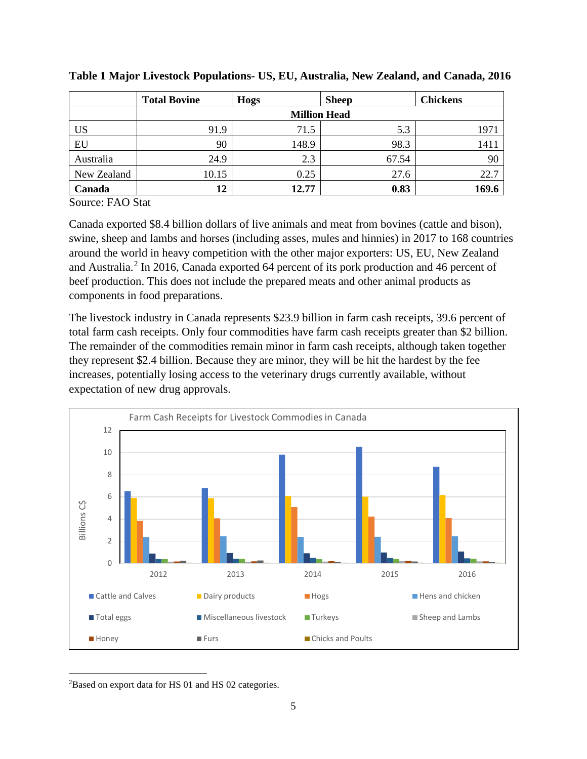**Table 1 Major Livestock Populations- US, EU, Australia, New Zealand, and Canada, 2016**

| | Total Bovine | Hogs | Sheep | Chickens |
|---|---|---|---|---|
| | Million Head | | | |
| US | 91.9 | 71.5 | 5.3 | 1971 |
| EU | 90 | 148.9 | 98.3 | 1411 |
| Australia | 24.9 | 2.3 | 67.54 | 90 |
| New Zealand | 10.15 | 0.25 | 27.6 | 22.7 |
| **Canada** | **12** | **12.77** | **0.83** | **169.6** |

Source: FAO Stat

Canada exported $8.4 billion dollars of live animals and meat from bovines (cattle and bison), swine, sheep and lambs and horses (including asses, mules and hinnies) in 2017 to 168 countries around the world in heavy competition with the other major exporters: US, EU, New Zealand and Australia.[2] In 2016, Canada exported 64 percent of its pork production and 46 percent of beef production. This does not include the prepared meats and other animal products as components in food preparations.

The livestock industry in Canada represents $23.9 billion in farm cash receipts, 39.6 percent of total farm cash receipts. Only four commodities have farm cash receipts greater than $2 billion. The remainder of the commodities remain minor in farm cash receipts, although taken together they represent $2.4 billion. Because they are minor, they will be hit the hardest by the fee increases, potentially losing access to the veterinary drugs currently available, without expectation of new drug approvals.

Farm Cash Receipts for Livestock Commodities in Canada

[2]Based on export data for HS 01 and HS 02 categories.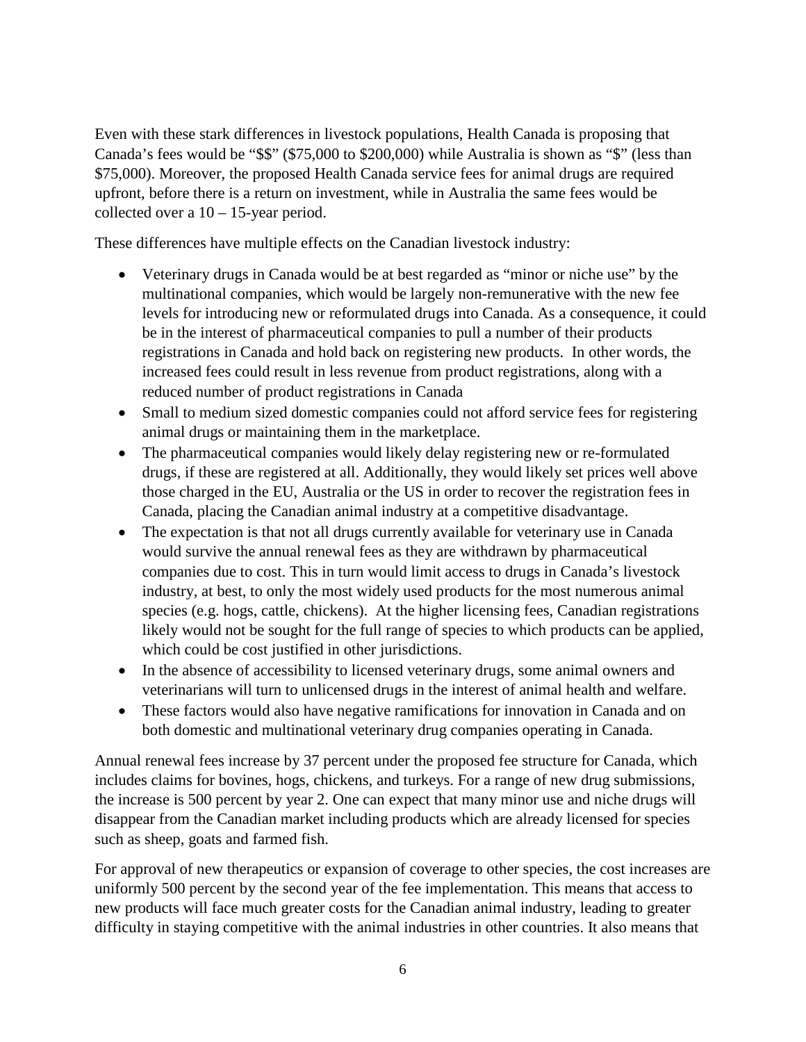Even with these stark differences in livestock populations, Health Canada is proposing that Canada's fees would be "$$" ($75,000 to $200,000) while Australia is shown as "$" (less than $75,000). Moreover, the proposed Health Canada service fees for animal drugs are required upfront, before there is a return on investment, while in Australia the same fees would be collected over a 10 – 15-year period.

These differences have multiple effects on the Canadian livestock industry:

- Veterinary drugs in Canada would be at best regarded as "minor or niche use" by the multinational companies, which would be largely non-remunerative with the new fee levels for introducing new or reformulated drugs into Canada. As a consequence, it could be in the interest of pharmaceutical companies to pull a number of their products registrations in Canada and hold back on registering new products. In other words, the increased fees could result in less revenue from product registrations, along with a reduced number of product registrations in Canada
- Small to medium sized domestic companies could not afford service fees for registering animal drugs or maintaining them in the marketplace.
- The pharmaceutical companies would likely delay registering new or re-formulated drugs, if these are registered at all. Additionally, they would likely set prices well above those charged in the EU, Australia or the US in order to recover the registration fees in Canada, placing the Canadian animal industry at a competitive disadvantage.
- The expectation is that not all drugs currently available for veterinary use in Canada would survive the annual renewal fees as they are withdrawn by pharmaceutical companies due to cost. This in turn would limit access to drugs in Canada's livestock industry, at best, to only the most widely used products for the most numerous animal species (e.g. hogs, cattle, chickens). At the higher licensing fees, Canadian registrations likely would not be sought for the full range of species to which products can be applied, which could be cost justified in other jurisdictions.
- In the absence of accessibility to licensed veterinary drugs, some animal owners and veterinarians will turn to unlicensed drugs in the interest of animal health and welfare.
- These factors would also have negative ramifications for innovation in Canada and on both domestic and multinational veterinary drug companies operating in Canada.

Annual renewal fees increase by 37 percent under the proposed fee structure for Canada, which includes claims for bovines, hogs, chickens, and turkeys. For a range of new drug submissions, the increase is 500 percent by year 2. One can expect that many minor use and niche drugs will disappear from the Canadian market including products which are already licensed for species such as sheep, goats and farmed fish.

For approval of new therapeutics or expansion of coverage to other species, the cost increases are uniformly 500 percent by the second year of the fee implementation. This means that access to new products will face much greater costs for the Canadian animal industry, leading to greater difficulty in staying competitive with the animal industries in other countries. It also means that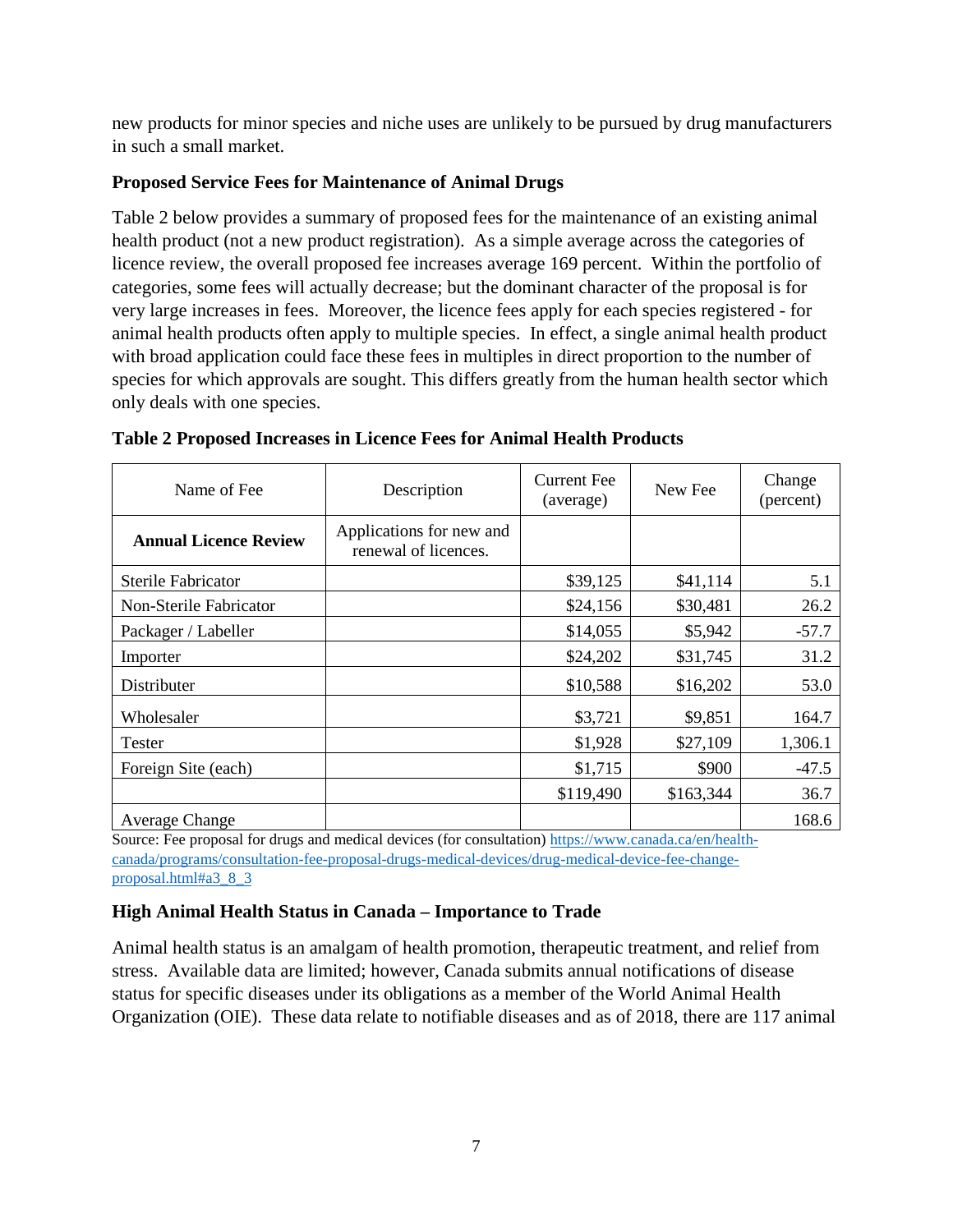new products for minor species and niche uses are unlikely to be pursued by drug manufacturers in such a small market.

### Proposed Service Fees for Maintenance of Animal Drugs

Table 2 below provides a summary of proposed fees for the maintenance of an existing animal health product (not a new product registration). As a simple average across the categories of licence review, the overall proposed fee increases average 169 percent. Within the portfolio of categories, some fees will actually decrease; but the dominant character of the proposal is for very large increases in fees. Moreover, the licence fees apply for each species registered - for animal health products often apply to multiple species. In effect, a single animal health product with broad application could face these fees in multiples in direct proportion to the number of species for which approvals are sought. This differs greatly from the human health sector which only deals with one species.

**Table 2 Proposed Increases in Licence Fees for Animal Health Products**

| Name of Fee | Description | Current Fee (average) | New Fee | Change (percent) |
|---|---|---|---|---|
| **Annual Licence Review** | Applications for new and renewal of licences. | | | |
| Sterile Fabricator | | $39,125 | $41,114 | 5.1 |
| Non-Sterile Fabricator | | $24,156 | $30,481 | 26.2 |
| Packager / Labeller | | $14,055 | $5,942 | -57.7 |
| Importer | | $24,202 | $31,745 | 31.2 |
| Distributer | | $10,588 | $16,202 | 53.0 |
| Wholesaler | | $3,721 | $9,851 | 164.7 |
| Tester | | $1,928 | $27,109 | 1,306.1 |
| Foreign Site (each) | | $1,715 | $900 | -47.5 |
| | | $119,490 | $163,344 | 36.7 |
| Average Change | | | | 168.6 |

Source: Fee proposal for drugs and medical devices (for consultation) https://www.canada.ca/en/health-canada/programs/consultation-fee-proposal-drugs-medical-devices/drug-medical-device-fee-change-proposal.html#a3_8_3

### High Animal Health Status in Canada – Importance to Trade

Animal health status is an amalgam of health promotion, therapeutic treatment, and relief from stress. Available data are limited; however, Canada submits annual notifications of disease status for specific diseases under its obligations as a member of the World Animal Health Organization (OIE). These data relate to notifiable diseases and as of 2018, there are 117 animal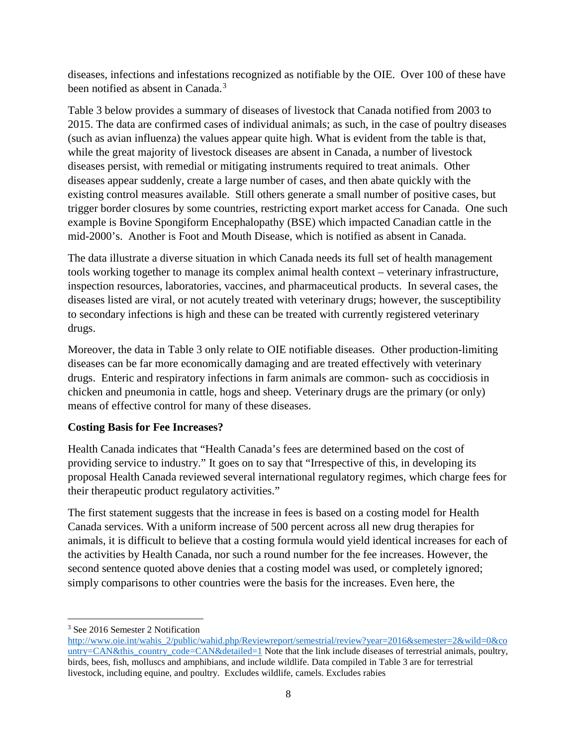diseases, infections and infestations recognized as notifiable by the OIE. Over 100 of these have been notified as absent in Canada.[3]

Table 3 below provides a summary of diseases of livestock that Canada notified from 2003 to 2015. The data are confirmed cases of individual animals; as such, in the case of poultry diseases (such as avian influenza) the values appear quite high. What is evident from the table is that, while the great majority of livestock diseases are absent in Canada, a number of livestock diseases persist, with remedial or mitigating instruments required to treat animals. Other diseases appear suddenly, create a large number of cases, and then abate quickly with the existing control measures available. Still others generate a small number of positive cases, but trigger border closures by some countries, restricting export market access for Canada. One such example is Bovine Spongiform Encephalopathy (BSE) which impacted Canadian cattle in the mid-2000's. Another is Foot and Mouth Disease, which is notified as absent in Canada.

The data illustrate a diverse situation in which Canada needs its full set of health management tools working together to manage its complex animal health context – veterinary infrastructure, inspection resources, laboratories, vaccines, and pharmaceutical products. In several cases, the diseases listed are viral, or not acutely treated with veterinary drugs; however, the susceptibility to secondary infections is high and these can be treated with currently registered veterinary drugs.

Moreover, the data in Table 3 only relate to OIE notifiable diseases. Other production-limiting diseases can be far more economically damaging and are treated effectively with veterinary drugs. Enteric and respiratory infections in farm animals are common- such as coccidiosis in chicken and pneumonia in cattle, hogs and sheep. Veterinary drugs are the primary (or only) means of effective control for many of these diseases.

**Costing Basis for Fee Increases?**

Health Canada indicates that "Health Canada's fees are determined based on the cost of providing service to industry." It goes on to say that "Irrespective of this, in developing its proposal Health Canada reviewed several international regulatory regimes, which charge fees for their therapeutic product regulatory activities."

The first statement suggests that the increase in fees is based on a costing model for Health Canada services. With a uniform increase of 500 percent across all new drug therapies for animals, it is difficult to believe that a costing formula would yield identical increases for each of the activities by Health Canada, nor such a round number for the fee increases. However, the second sentence quoted above denies that a costing model was used, or completely ignored; simply comparisons to other countries were the basis for the increases. Even here, the

---

[3] See 2016 Semester 2 Notification http://www.oie.int/wahis_2/public/wahid.php/Reviewreport/semestrial/review?year=2016&semester=2&wild=0&country=CAN&this_country_code=CAN&detailed=1 Note that the link include diseases of terrestrial animals, poultry, birds, bees, fish, molluscs and amphibians, and include wildlife. Data compiled in Table 3 are for terrestrial livestock, including equine, and poultry. Excludes wildlife, camels. Excludes rabies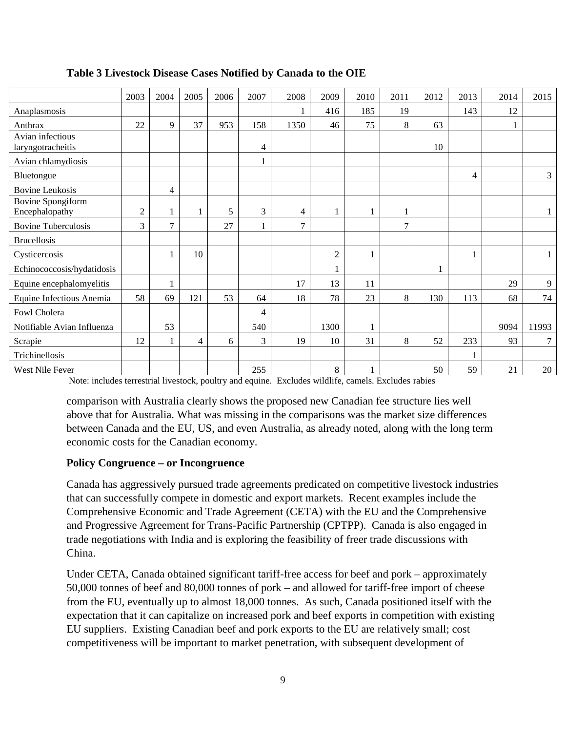**Table 3 Livestock Disease Cases Notified by Canada to the OIE**

| | 2003 | 2004 | 2005 | 2006 | 2007 | 2008 | 2009 | 2010 | 2011 | 2012 | 2013 | 2014 | 2015 |
|---|---|---|---|---|---|---|---|---|---|---|---|---|---|
| Anaplasmosis | | | | | | 1 | 416 | 185 | 19 | | 143 | 12 | |
| Anthrax | 22 | 9 | 37 | 953 | 158 | 1350 | 46 | 75 | 8 | 63 | | 1 | |
| Avian infectious laryngotracheitis | | | | | 4 | | | | | 10 | | | |
| Avian chlamydiosis | | | | | 1 | | | | | | | | |
| Bluetongue | | | | | | | | | | | 4 | | 3 |
| Bovine Leukosis | | 4 | | | | | | | | | | | |
| Bovine Spongiform Encephalopathy | 2 | 1 | 1 | 5 | 3 | 4 | 1 | 1 | 1 | | | | 1 |
| Bovine Tuberculosis | 3 | 7 | | 27 | 1 | 7 | | | 7 | | | | |
| Brucellosis | | | | | | | | | | | | | |
| Cysticercosis | | 1 | 10 | | | | 2 | 1 | | | 1 | | 1 |
| Echinococcosis/hydatidosis | | | | | | | 1 | | | 1 | | | |
| Equine encephalomyelitis | | 1 | | | | 17 | 13 | 11 | | | | 29 | 9 |
| Equine Infectious Anemia | 58 | 69 | 121 | 53 | 64 | 18 | 78 | 23 | 8 | 130 | 113 | 68 | 74 |
| Fowl Cholera | | | | | 4 | | | | | | | | |
| Notifiable Avian Influenza | | 53 | | | 540 | | 1300 | 1 | | | | 9094 | 11993 |
| Scrapie | 12 | 1 | 4 | 6 | 3 | 19 | 10 | 31 | 8 | 52 | 233 | 93 | 7 |
| Trichinellosis | | | | | | | | | | | 1 | | |
| West Nile Fever | | | | | 255 | | 8 | 1 | | 50 | 59 | 21 | 20 |

Note: includes terrestrial livestock, poultry and equine. Excludes wildlife, camels. Excludes rabies

comparison with Australia clearly shows the proposed new Canadian fee structure lies well above that for Australia. What was missing in the comparisons was the market size differences between Canada and the EU, US, and even Australia, as already noted, along with the long term economic costs for the Canadian economy.

**Policy Congruence – or Incongruence**

Canada has aggressively pursued trade agreements predicated on competitive livestock industries that can successfully compete in domestic and export markets. Recent examples include the Comprehensive Economic and Trade Agreement (CETA) with the EU and the Comprehensive and Progressive Agreement for Trans-Pacific Partnership (CPTPP). Canada is also engaged in trade negotiations with India and is exploring the feasibility of freer trade discussions with China.

Under CETA, Canada obtained significant tariff-free access for beef and pork – approximately 50,000 tonnes of beef and 80,000 tonnes of pork – and allowed for tariff-free import of cheese from the EU, eventually up to almost 18,000 tonnes. As such, Canada positioned itself with the expectation that it can capitalize on increased pork and beef exports in competition with existing EU suppliers. Existing Canadian beef and pork exports to the EU are relatively small; cost competitiveness will be important to market penetration, with subsequent development of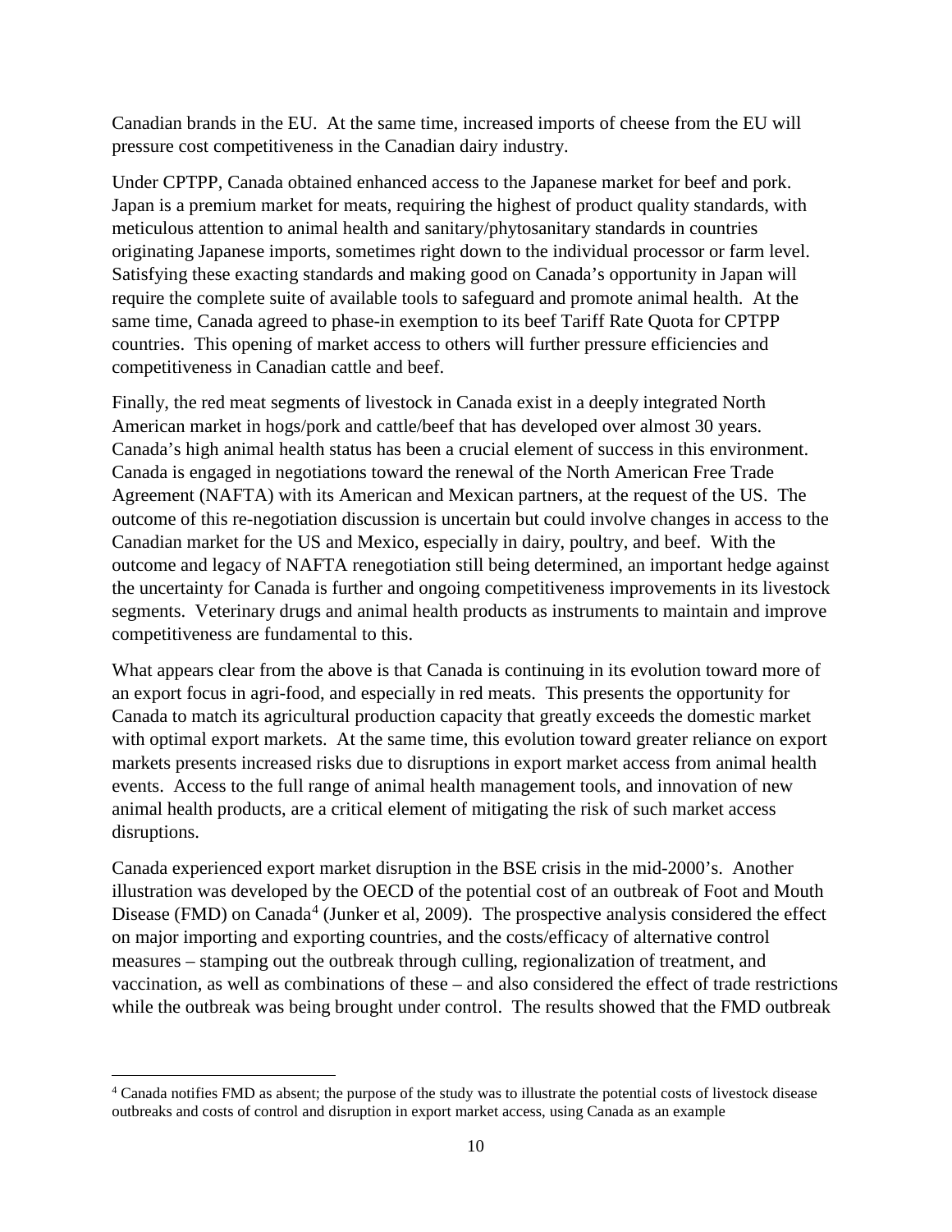Canadian brands in the EU. At the same time, increased imports of cheese from the EU will pressure cost competitiveness in the Canadian dairy industry.

Under CPTPP, Canada obtained enhanced access to the Japanese market for beef and pork. Japan is a premium market for meats, requiring the highest of product quality standards, with meticulous attention to animal health and sanitary/phytosanitary standards in countries originating Japanese imports, sometimes right down to the individual processor or farm level. Satisfying these exacting standards and making good on Canada's opportunity in Japan will require the complete suite of available tools to safeguard and promote animal health. At the same time, Canada agreed to phase-in exemption to its beef Tariff Rate Quota for CPTPP countries. This opening of market access to others will further pressure efficiencies and competitiveness in Canadian cattle and beef.

Finally, the red meat segments of livestock in Canada exist in a deeply integrated North American market in hogs/pork and cattle/beef that has developed over almost 30 years. Canada's high animal health status has been a crucial element of success in this environment. Canada is engaged in negotiations toward the renewal of the North American Free Trade Agreement (NAFTA) with its American and Mexican partners, at the request of the US. The outcome of this re-negotiation discussion is uncertain but could involve changes in access to the Canadian market for the US and Mexico, especially in dairy, poultry, and beef. With the outcome and legacy of NAFTA renegotiation still being determined, an important hedge against the uncertainty for Canada is further and ongoing competitiveness improvements in its livestock segments. Veterinary drugs and animal health products as instruments to maintain and improve competitiveness are fundamental to this.

What appears clear from the above is that Canada is continuing in its evolution toward more of an export focus in agri-food, and especially in red meats. This presents the opportunity for Canada to match its agricultural production capacity that greatly exceeds the domestic market with optimal export markets. At the same time, this evolution toward greater reliance on export markets presents increased risks due to disruptions in export market access from animal health events. Access to the full range of animal health management tools, and innovation of new animal health products, are a critical element of mitigating the risk of such market access disruptions.

Canada experienced export market disruption in the BSE crisis in the mid-2000's. Another illustration was developed by the OECD of the potential cost of an outbreak of Foot and Mouth Disease (FMD) on Canada[4] (Junker et al, 2009). The prospective analysis considered the effect on major importing and exporting countries, and the costs/efficacy of alternative control measures – stamping out the outbreak through culling, regionalization of treatment, and vaccination, as well as combinations of these – and also considered the effect of trade restrictions while the outbreak was being brought under control. The results showed that the FMD outbreak

[4] Canada notifies FMD as absent; the purpose of the study was to illustrate the potential costs of livestock disease outbreaks and costs of control and disruption in export market access, using Canada as an example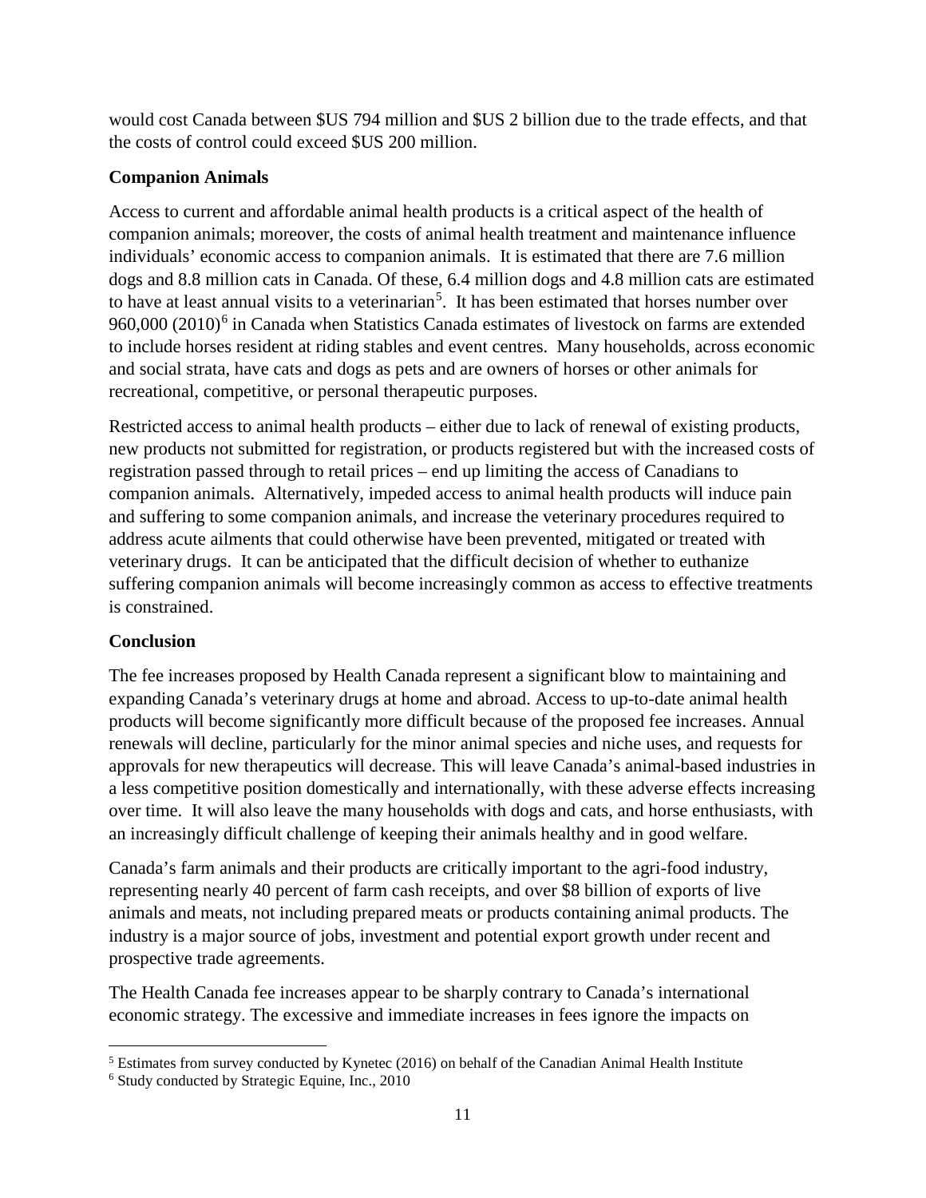would cost Canada between $US 794 million and $US 2 billion due to the trade effects, and that the costs of control could exceed $US 200 million.

**Companion Animals**

Access to current and affordable animal health products is a critical aspect of the health of companion animals; moreover, the costs of animal health treatment and maintenance influence individuals' economic access to companion animals. It is estimated that there are 7.6 million dogs and 8.8 million cats in Canada. Of these, 6.4 million dogs and 4.8 million cats are estimated to have at least annual visits to a veterinarian[5]. It has been estimated that horses number over 960,000 (2010)[6] in Canada when Statistics Canada estimates of livestock on farms are extended to include horses resident at riding stables and event centres. Many households, across economic and social strata, have cats and dogs as pets and are owners of horses or other animals for recreational, competitive, or personal therapeutic purposes.

Restricted access to animal health products – either due to lack of renewal of existing products, new products not submitted for registration, or products registered but with the increased costs of registration passed through to retail prices – end up limiting the access of Canadians to companion animals. Alternatively, impeded access to animal health products will induce pain and suffering to some companion animals, and increase the veterinary procedures required to address acute ailments that could otherwise have been prevented, mitigated or treated with veterinary drugs. It can be anticipated that the difficult decision of whether to euthanize suffering companion animals will become increasingly common as access to effective treatments is constrained.

**Conclusion**

The fee increases proposed by Health Canada represent a significant blow to maintaining and expanding Canada's veterinary drugs at home and abroad. Access to up-to-date animal health products will become significantly more difficult because of the proposed fee increases. Annual renewals will decline, particularly for the minor animal species and niche uses, and requests for approvals for new therapeutics will decrease. This will leave Canada's animal-based industries in a less competitive position domestically and internationally, with these adverse effects increasing over time. It will also leave the many households with dogs and cats, and horse enthusiasts, with an increasingly difficult challenge of keeping their animals healthy and in good welfare.

Canada's farm animals and their products are critically important to the agri-food industry, representing nearly 40 percent of farm cash receipts, and over $8 billion of exports of live animals and meats, not including prepared meats or products containing animal products. The industry is a major source of jobs, investment and potential export growth under recent and prospective trade agreements.

The Health Canada fee increases appear to be sharply contrary to Canada's international economic strategy. The excessive and immediate increases in fees ignore the impacts on

---

[5] Estimates from survey conducted by Kynetec (2016) on behalf of the Canadian Animal Health Institute

[6] Study conducted by Strategic Equine, Inc., 2010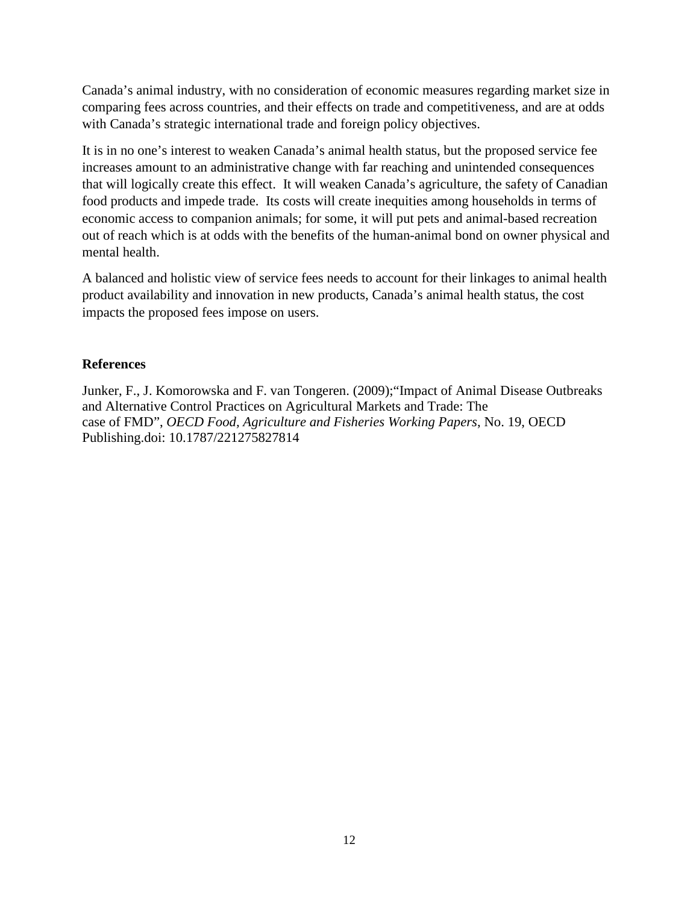Canada's animal industry, with no consideration of economic measures regarding market size in comparing fees across countries, and their effects on trade and competitiveness, and are at odds with Canada's strategic international trade and foreign policy objectives.

It is in no one's interest to weaken Canada's animal health status, but the proposed service fee increases amount to an administrative change with far reaching and unintended consequences that will logically create this effect.  It will weaken Canada's agriculture, the safety of Canadian food products and impede trade.  Its costs will create inequities among households in terms of economic access to companion animals; for some, it will put pets and animal-based recreation out of reach which is at odds with the benefits of the human-animal bond on owner physical and mental health.

A balanced and holistic view of service fees needs to account for their linkages to animal health product availability and innovation in new products, Canada's animal health status, the cost impacts the proposed fees impose on users.

**References**

Junker, F., J. Komorowska and F. van Tongeren. (2009);"Impact of Animal Disease Outbreaks and Alternative Control Practices on Agricultural Markets and Trade: The case of FMD", *OECD Food, Agriculture and Fisheries Working Papers*, No. 19, OECD Publishing.doi: 10.1787/221275827814